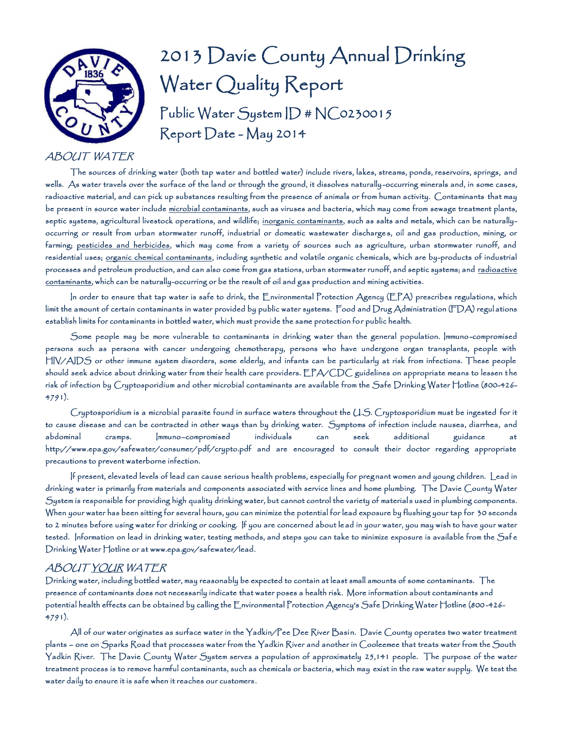# 2013 Davie County Annual Drinking Water Quality Report

## Public Water System ID # NC0230015

## Report Date - May 2014

### *ABOUT WATER*

The sources of drinking water (both tap water and bottled water) include rivers, lakes, streams, ponds, reservoirs, springs, and wells. As water travels over the surface of the land or through the ground, it dissolves naturally-occurring minerals and, in some cases, radioactive material, and can pick up substances resulting from the presence of animals or from human activity. Contaminants that may be present in source water include <u>microbial contaminants</u>, such as viruses and bacteria, which may come from sewage treatment plants, septic systems, agricultural livestock operations, and wildlife; <u>inorganic contaminants</u>, such as salts and metals, which can be naturally-occurring or result from urban stormwater runoff, industrial or domestic wastewater discharges, oil and gas production, mining, or farming; <u>pesticides and herbicides</u>, which may come from a variety of sources such as agriculture, urban stormwater runoff, and residential uses; <u>organic chemical contaminants</u>, including synthetic and volatile organic chemicals, which are by-products of industrial processes and petroleum production, and can also come from gas stations, urban stormwater runoff, and septic systems; and <u>radioactive contaminants</u>, which can be naturally-occurring or be the result of oil and gas production and mining activities.

In order to ensure that tap water is safe to drink, the Environmental Protection Agency (EPA) prescribes regulations, which limit the amount of certain contaminants in water provided by public water systems. Food and Drug Administration (FDA) regulations establish limits for contaminants in bottled water, which must provide the same protection for public health.

Some people may be more vulnerable to contaminants in drinking water than the general population. Immuno-compromised persons such as persons with cancer undergoing chemotherapy, persons who have undergone organ transplants, people with HIV/AIDS or other immune system disorders, some elderly, and infants can be particularly at risk from infections. These people should seek advice about drinking water from their health care providers. EPA/CDC guidelines on appropriate means to lessen the risk of infection by Cryptosporidium and other microbial contaminants are available from the Safe Drinking Water Hotline (800-426-4791).

Cryptosporidium is a microbial parasite found in surface waters throughout the U.S. Cryptosporidium must be ingested for it to cause disease and can be contracted in other ways than by drinking water. Symptoms of infection include nausea, diarrhea, and abdominal cramps. Immuno–compromised individuals can seek additional guidance at http://www.epa.gov/safewater/consumer/pdf/crypto.pdf and are encouraged to consult their doctor regarding appropriate precautions to prevent waterborne infection.

If present, elevated levels of lead can cause serious health problems, especially for pregnant women and young children. Lead in drinking water is primarily from materials and components associated with service lines and home plumbing. The Davie County Water System is responsible for providing high quality drinking water, but cannot control the variety of materials used in plumbing components. When your water has been sitting for several hours, you can minimize the potential for lead exposure by flushing your tap for 30 seconds to 2 minutes before using water for drinking or cooking. If you are concerned about lead in your water, you may wish to have your water tested. Information on lead in drinking water, testing methods, and steps you can take to minimize exposure is available from the Safe Drinking Water Hotline or at www.epa.gov/safewater/lead.

### *ABOUT <u>YOUR</u> WATER*

Drinking water, including bottled water, may reasonably be expected to contain at least small amounts of some contaminants. The presence of contaminants does not necessarily indicate that water poses a health risk. More information about contaminants and potential health effects can be obtained by calling the Environmental Protection Agency's Safe Drinking Water Hotline (800-426-4791).

All of our water originates as surface water in the Yadkin/Pee Dee River Basin. Davie County operates two water treatment plants – one on Sparks Road that processes water from the Yadkin River and another in Cooleemee that treats water from the South Yadkin River. The Davie County Water System serves a population of approximately 25,141 people. The purpose of the water treatment process is to remove harmful contaminants, such as chemicals or bacteria, which may exist in the raw water supply. We test the water daily to ensure it is safe when it reaches our customers.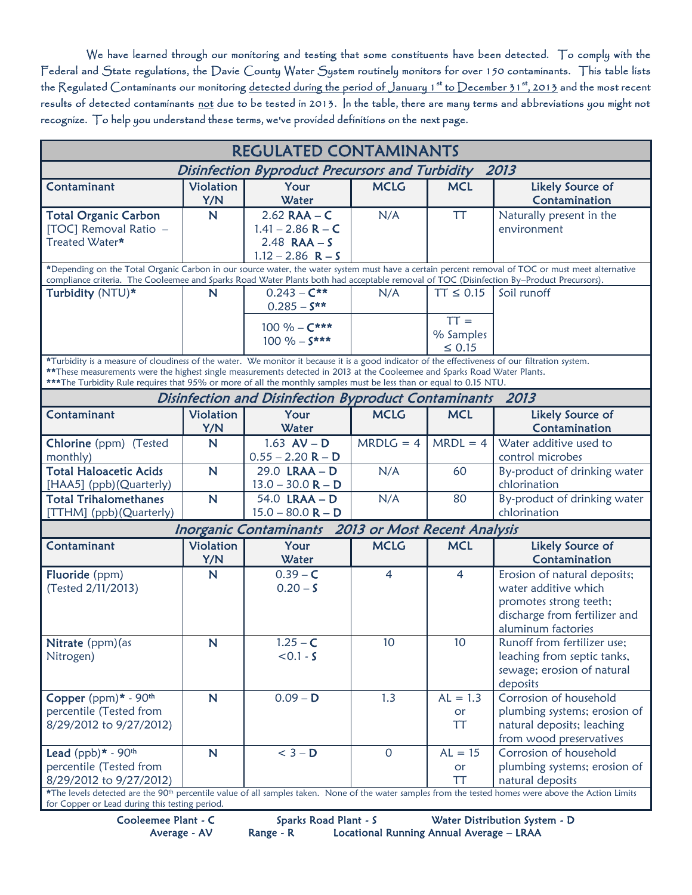We have learned through our monitoring and testing that some constituents have been detected. To comply with the Federal and State regulations, the Davie County Water System routinely monitors for over 150 contaminants. This table lists the Regulated Contaminants our monitoring detected during the period of January 1st to December 31st, 2013 and the most recent results of detected contaminants not due to be tested in 2013. In the table, there are many terms and abbreviations you might not recognize. To help you understand these terms, we've provided definitions on the next page.

## REGULATED CONTAMINANTS

### *Disinfection Byproduct Precursors and Turbidity 2013*

| Contaminant | Violation Y/N | Your Water | MCLG | MCL | Likely Source of Contamination |
|---|---|---|---|---|---|
| **Total Organic Carbon** [TOC] Removal Ratio – Treated Water* | **N** | 2.62 **RAA – C**<br>1.41 – 2.86 **R – C**<br>2.48 **RAA – S**<br>1.12 – 2.86 **R – S** | N/A | TT | Naturally present in the environment |

*Depending on the Total Organic Carbon in our source water, the water system must have a certain percent removal of TOC or must meet alternative compliance criteria. The Cooleemee and Sparks Road Water Plants both had acceptable removal of TOC (Disinfection By–Product Precursors).

| Contaminant | Violation Y/N | Your Water | MCLG | MCL | Likely Source of Contamination |
|---|---|---|---|---|---|
| **Turbidity** (NTU)* | **N** | 0.243 – **C****<br>0.285 – **S**** | N/A | TT ≤ 0.15 | Soil runoff |
| | | 100 % – **C*****<br>100 % – **S***** | | TT = % Samples ≤ 0.15 | |

*Turbidity is a measure of cloudiness of the water. We monitor it because it is a good indicator of the effectiveness of our filtration system.
**These measurements were the highest single measurements detected in 2013 at the Cooleemee and Sparks Road Water Plants.
***The Turbidity Rule requires that 95% or more of all the monthly samples must be less than or equal to 0.15 NTU.

### *Disinfection and Disinfection Byproduct Contaminants 2013*

| Contaminant | Violation Y/N | Your Water | MCLG | MCL | Likely Source of Contamination |
|---|---|---|---|---|---|
| **Chlorine** (ppm) (Tested monthly) | **N** | 1.63 **AV – D**<br>0.55 – 2.20 **R – D** | MRDLG = 4 | MRDL = 4 | Water additive used to control microbes |
| **Total Haloacetic Acids** [HAA5] (ppb)(Quarterly) | **N** | 29.0 **LRAA – D**<br>13.0 – 30.0 **R – D** | N/A | 60 | By-product of drinking water chlorination |
| **Total Trihalomethanes** [TTHM] (ppb)(Quarterly) | **N** | 54.0 **LRAA – D**<br>15.0 – 80.0 **R – D** | N/A | 80 | By-product of drinking water chlorination |

### *Inorganic Contaminants 2013 or Most Recent Analysis*

| Contaminant | Violation Y/N | Your Water | MCLG | MCL | Likely Source of Contamination |
|---|---|---|---|---|---|
| **Fluoride** (ppm) (Tested 2/11/2013) | **N** | 0.39 – **C**<br>0.20 – **S** | 4 | 4 | Erosion of natural deposits; water additive which promotes strong teeth; discharge from fertilizer and aluminum factories |
| **Nitrate** (ppm)(as Nitrogen) | **N** | 1.25 – **C**<br><0.1 - **S** | 10 | 10 | Runoff from fertilizer use; leaching from septic tanks, sewage; erosion of natural deposits |
| **Copper** (ppm)* - 90th percentile (Tested from 8/29/2012 to 9/27/2012) | **N** | 0.09 – **D** | 1.3 | AL = 1.3 or TT | Corrosion of household plumbing systems; erosion of natural deposits; leaching from wood preservatives |
| **Lead** (ppb)* - 90th percentile (Tested from 8/29/2012 to 9/27/2012) | **N** | < 3 – **D** | 0 | AL = 15 or TT | Corrosion of household plumbing systems; erosion of natural deposits |

*The levels detected are the 90th percentile value of all samples taken. None of the water samples from the tested homes were above the Action Limits for Copper or Lead during this testing period.

Cooleemee Plant - C   Sparks Road Plant - S   Water Distribution System - D
Average - AV   Range - R   Locational Running Annual Average – LRAA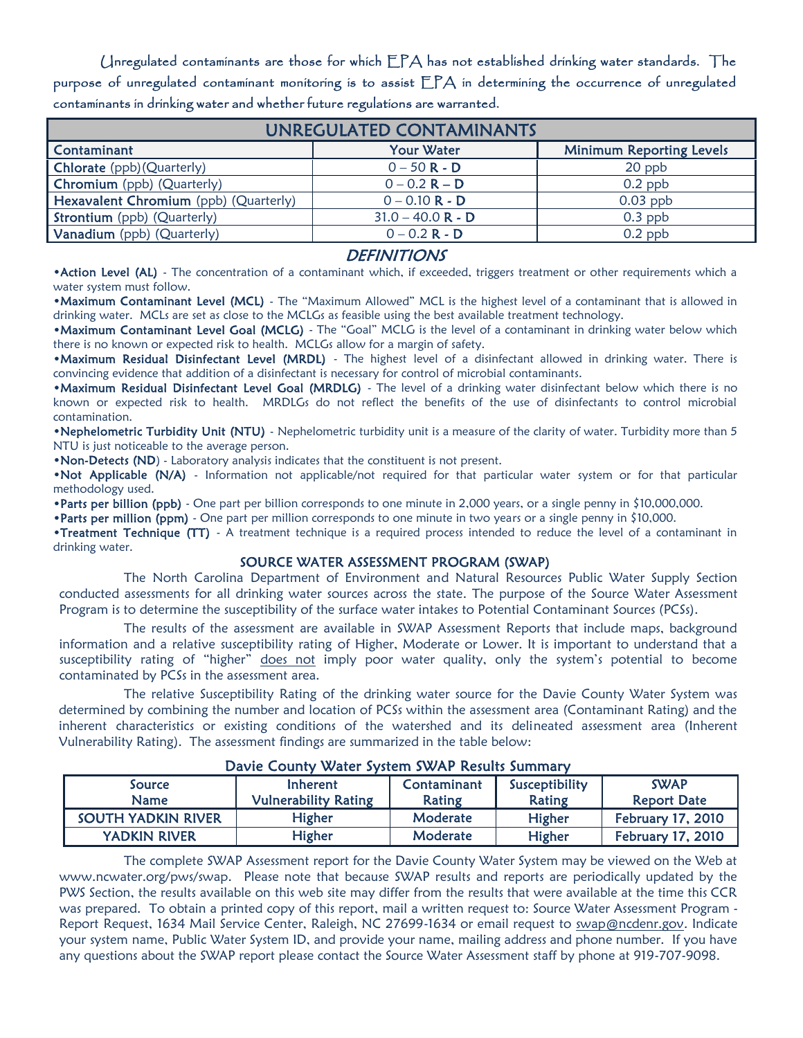Unregulated contaminants are those for which EPA has not established drinking water standards. The purpose of unregulated contaminant monitoring is to assist EPA in determining the occurrence of unregulated contaminants in drinking water and whether future regulations are warranted.

| UNREGULATED CONTAMINANTS | | |
|---|---|---|
| **Contaminant** | **Your Water** | **Minimum Reporting Levels** |
| **Chlorate** (ppb)(Quarterly) | 0 – 50 **R - D** | 20 ppb |
| **Chromium** (ppb) (Quarterly) | 0 – 0.2 **R – D** | 0.2 ppb |
| **Hexavalent Chromium** (ppb) (Quarterly) | 0 – 0.10 **R - D** | 0.03 ppb |
| **Strontium** (ppb) (Quarterly) | 31.0 – 40.0 **R - D** | 0.3 ppb |
| **Vanadium** (ppb) (Quarterly) | 0 – 0.2 **R - D** | 0.2 ppb |

## *DEFINITIONS*

•**Action Level (AL)** - The concentration of a contaminant which, if exceeded, triggers treatment or other requirements which a water system must follow.

•**Maximum Contaminant Level (MCL)** - The "Maximum Allowed" MCL is the highest level of a contaminant that is allowed in drinking water. MCLs are set as close to the MCLGs as feasible using the best available treatment technology.

•**Maximum Contaminant Level Goal (MCLG)** - The "Goal" MCLG is the level of a contaminant in drinking water below which there is no known or expected risk to health. MCLGs allow for a margin of safety.

•**Maximum Residual Disinfectant Level (MRDL)** - The highest level of a disinfectant allowed in drinking water. There is convincing evidence that addition of a disinfectant is necessary for control of microbial contaminants.

•**Maximum Residual Disinfectant Level Goal (MRDLG)** - The level of a drinking water disinfectant below which there is no known or expected risk to health. MRDLGs do not reflect the benefits of the use of disinfectants to control microbial contamination.

•**Nephelometric Turbidity Unit (NTU)** - Nephelometric turbidity unit is a measure of the clarity of water. Turbidity more than 5 NTU is just noticeable to the average person.

•**Non-Detects (ND)** - Laboratory analysis indicates that the constituent is not present.

•**Not Applicable (N/A)** - Information not applicable/not required for that particular water system or for that particular methodology used.

•**Parts per billion (ppb)** - One part per billion corresponds to one minute in 2,000 years, or a single penny in $10,000,000.

•**Parts per million (ppm)** - One part per million corresponds to one minute in two years or a single penny in $10,000.

•**Treatment Technique (TT)** - A treatment technique is a required process intended to reduce the level of a contaminant in drinking water.

### SOURCE WATER ASSESSMENT PROGRAM (SWAP)

The North Carolina Department of Environment and Natural Resources Public Water Supply Section conducted assessments for all drinking water sources across the state. The purpose of the Source Water Assessment Program is to determine the susceptibility of the surface water intakes to Potential Contaminant Sources (PCSs).

The results of the assessment are available in SWAP Assessment Reports that include maps, background information and a relative susceptibility rating of Higher, Moderate or Lower. It is important to understand that a susceptibility rating of "higher" does not imply poor water quality, only the system's potential to become contaminated by PCSs in the assessment area.

The relative Susceptibility Rating of the drinking water source for the Davie County Water System was determined by combining the number and location of PCSs within the assessment area (Contaminant Rating) and the inherent characteristics or existing conditions of the watershed and its delineated assessment area (Inherent Vulnerability Rating). The assessment findings are summarized in the table below:

**Davie County Water System SWAP Results Summary**

| Source Name | Inherent Vulnerability Rating | Contaminant Rating | Susceptibility Rating | SWAP Report Date |
|---|---|---|---|---|
| SOUTH YADKIN RIVER | Higher | Moderate | Higher | February 17, 2010 |
| YADKIN RIVER | Higher | Moderate | Higher | February 17, 2010 |

The complete SWAP Assessment report for the Davie County Water System may be viewed on the Web at www.ncwater.org/pws/swap. Please note that because SWAP results and reports are periodically updated by the PWS Section, the results available on this web site may differ from the results that were available at the time this CCR was prepared. To obtain a printed copy of this report, mail a written request to: Source Water Assessment Program - Report Request, 1634 Mail Service Center, Raleigh, NC 27699-1634 or email request to swap@ncdenr.gov. Indicate your system name, Public Water System ID, and provide your name, mailing address and phone number. If you have any questions about the SWAP report please contact the Source Water Assessment staff by phone at 919-707-9098.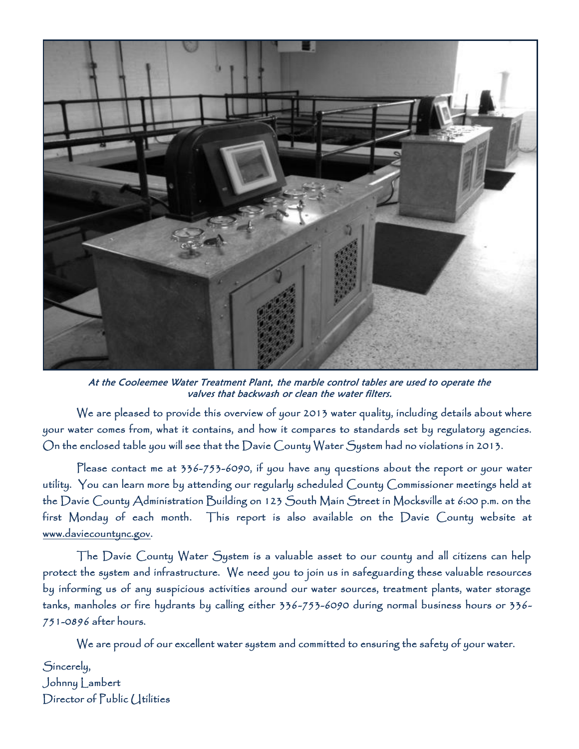***At the Cooleemee Water Treatment Plant, the marble control tables are used to operate the valves that backwash or clean the water filters.***

We are pleased to provide this overview of your 2013 water quality, including details about where your water comes from, what it contains, and how it compares to standards set by regulatory agencies. On the enclosed table you will see that the Davie County Water System had no violations in 2013.

Please contact me at 336-753-6090, if you have any questions about the report or your water utility. You can learn more by attending our regularly scheduled County Commissioner meetings held at the Davie County Administration Building on 123 South Main Street in Mocksville at 6:00 p.m. on the first Monday of each month. This report is also available on the Davie County website at www.daviecountync.gov.

The Davie County Water System is a valuable asset to our county and all citizens can help protect the system and infrastructure. We need you to join us in safeguarding these valuable resources by informing us of any suspicious activities around our water sources, treatment plants, water storage tanks, manholes or fire hydrants by calling either 336-753-6090 during normal business hours or 336-751-0896 after hours.

We are proud of our excellent water system and committed to ensuring the safety of your water.

Sincerely,
Johnny Lambert
Director of Public Utilities